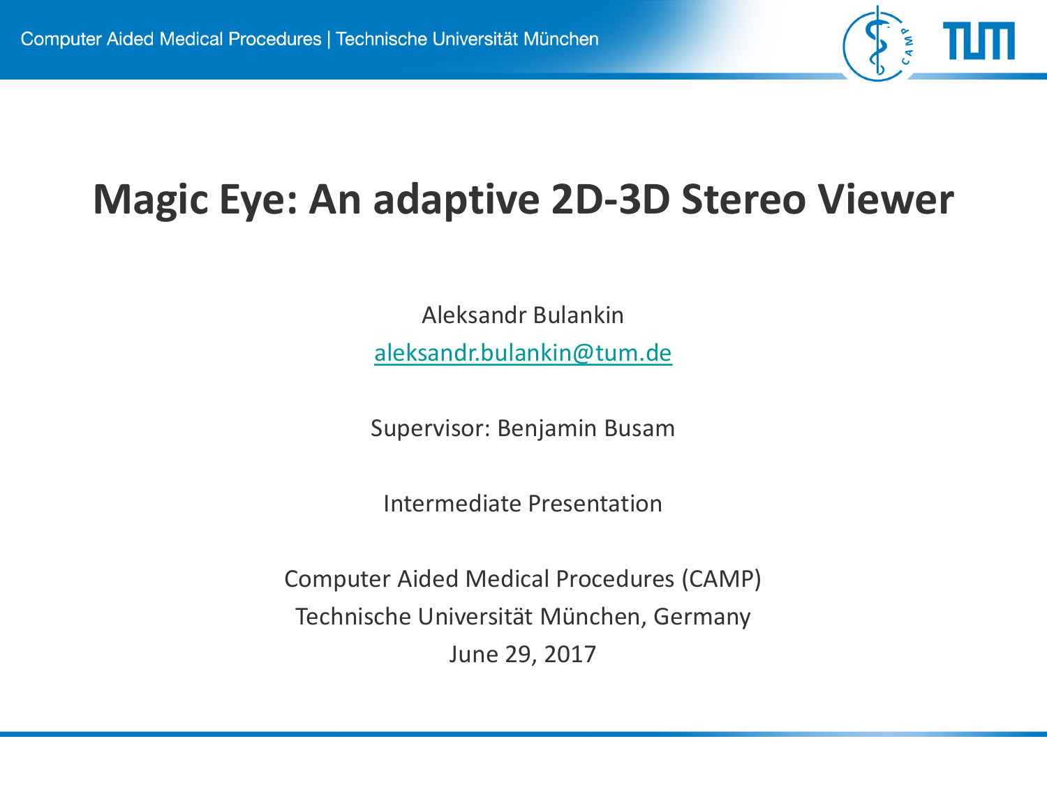# Magic Eye: An adaptive 2D-3D Stereo Viewer

Aleksandr Bulankin

aleksandr.bulankin@tum.de

Supervisor: Benjamin Busam

Intermediate Presentation

Computer Aided Medical Procedures (CAMP)
Technische Universität München, Germany
June 29, 2017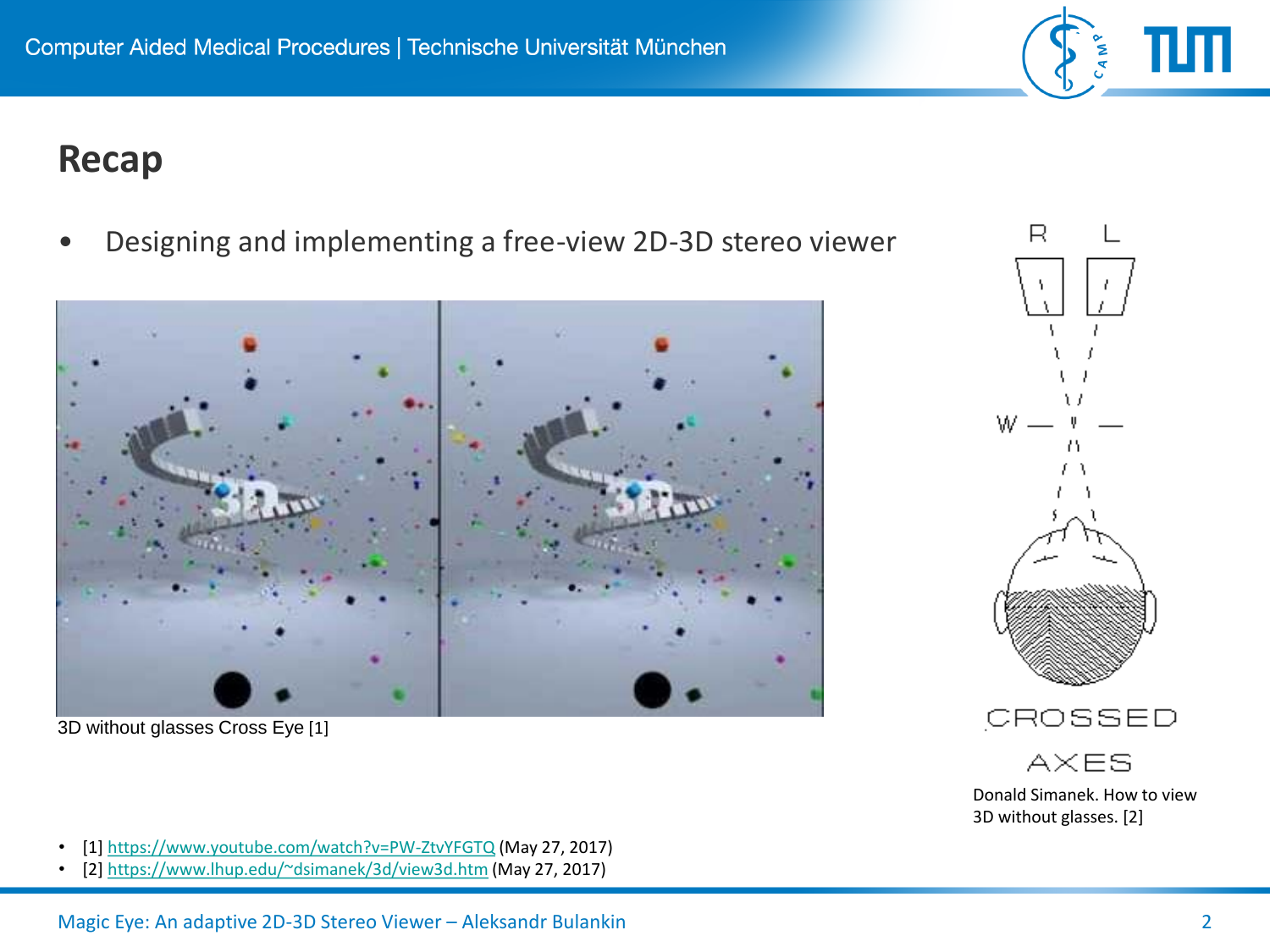# Recap

- Designing and implementing a free-view 2D-3D stereo viewer

3D without glasses Cross Eye [1]

Donald Simanek. How to view 3D without glasses. [2]

- [1] https://www.youtube.com/watch?v=PW-ZtvYFGTQ (May 27, 2017)
- [2] https://www.lhup.edu/~dsimanek/3d/view3d.htm (May 27, 2017)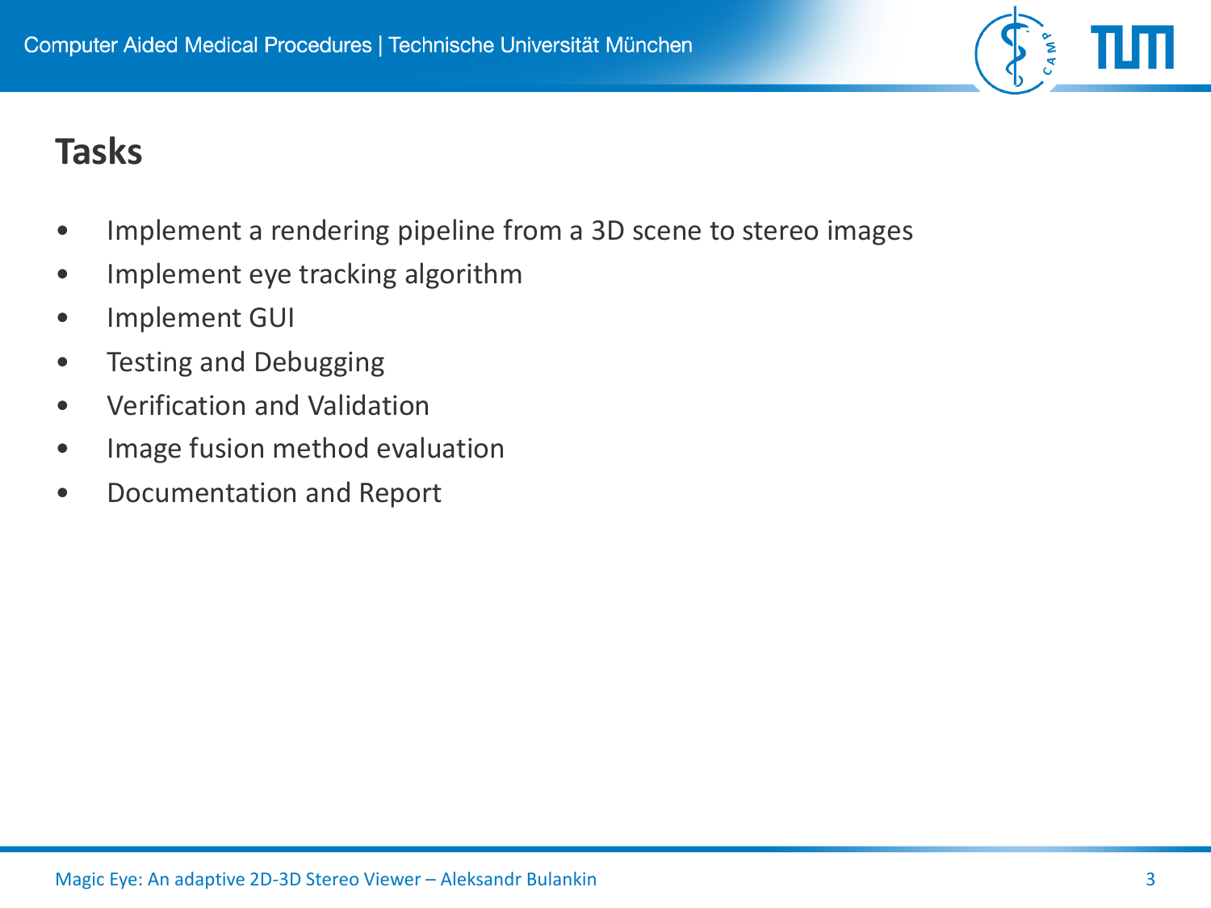# Tasks

- Implement a rendering pipeline from a 3D scene to stereo images
- Implement eye tracking algorithm
- Implement GUI
- Testing and Debugging
- Verification and Validation
- Image fusion method evaluation
- Documentation and Report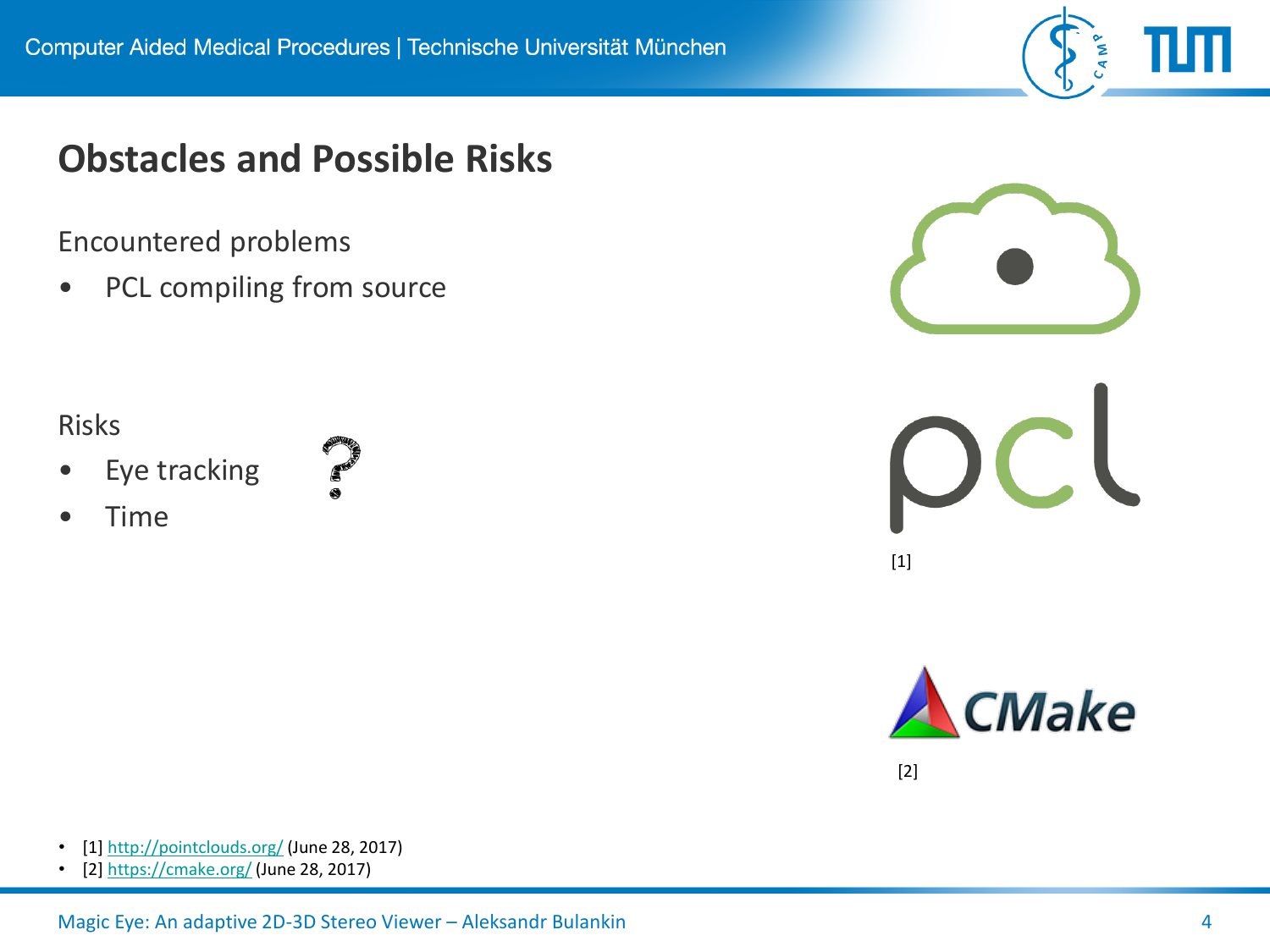# Obstacles and Possible Risks

Encountered problems

- PCL compiling from source

Risks

- Eye tracking
- Time

[1]

[2]

- [1] http://pointclouds.org/ (June 28, 2017)
- [2] https://cmake.org/ (June 28, 2017)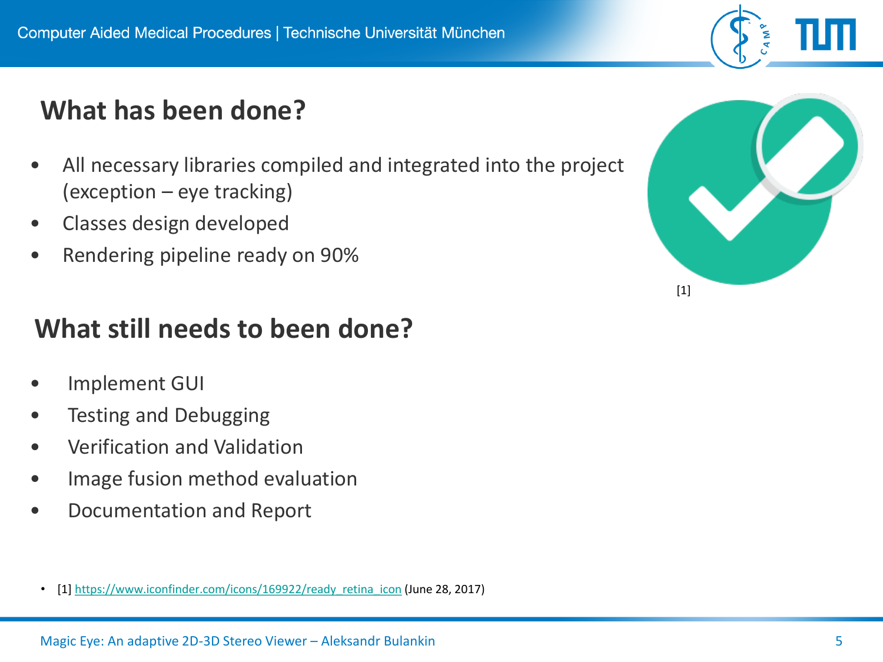## What has been done?

- All necessary libraries compiled and integrated into the project (exception – eye tracking)
- Classes design developed
- Rendering pipeline ready on 90%

[1]

## What still needs to been done?

- Implement GUI
- Testing and Debugging
- Verification and Validation
- Image fusion method evaluation
- Documentation and Report

- [1] https://www.iconfinder.com/icons/169922/ready_retina_icon (June 28, 2017)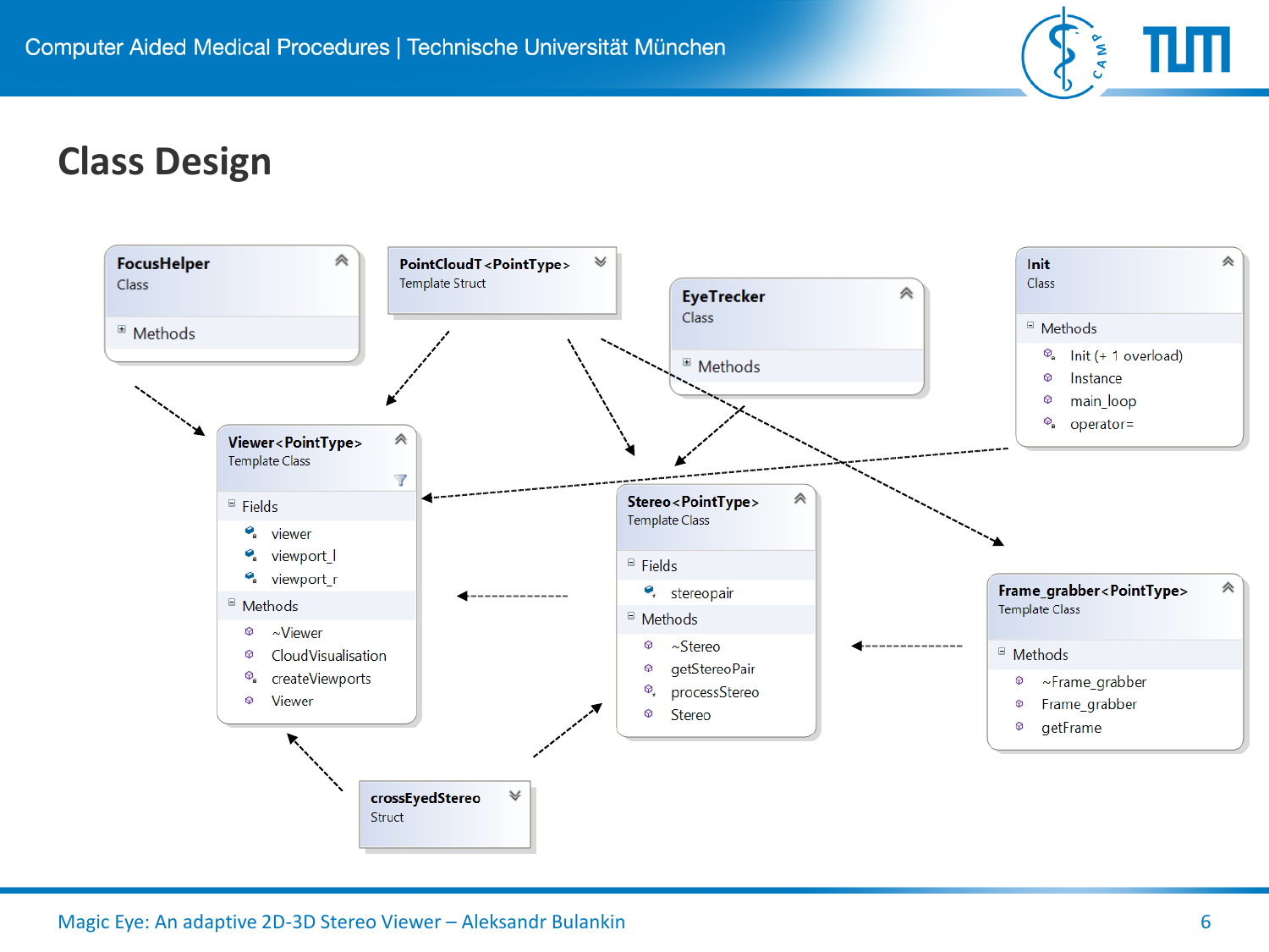# Class Design

**FocusHelper**
Class

- Methods

**PointCloudT<PointType>**
Template Struct

**EyeTrecker**
Class

- Methods

**Init**
Class

- Methods
  - Init (+ 1 overload)
  - Instance
  - main_loop
  - operator=

**Viewer<PointType>**
Template Class

- Fields
  - viewer
  - viewport_l
  - viewport_r
- Methods
  - ~Viewer
  - CloudVisualisation
  - createViewports
  - Viewer

**Stereo<PointType>**
Template Class

- Fields
  - stereopair
- Methods
  - ~Stereo
  - getStereoPair
  - processStereo
  - Stereo

**Frame_grabber<PointType>**
Template Class

- Methods
  - ~Frame_grabber
  - Frame_grabber
  - getFrame

**crossEyedStereo**
Struct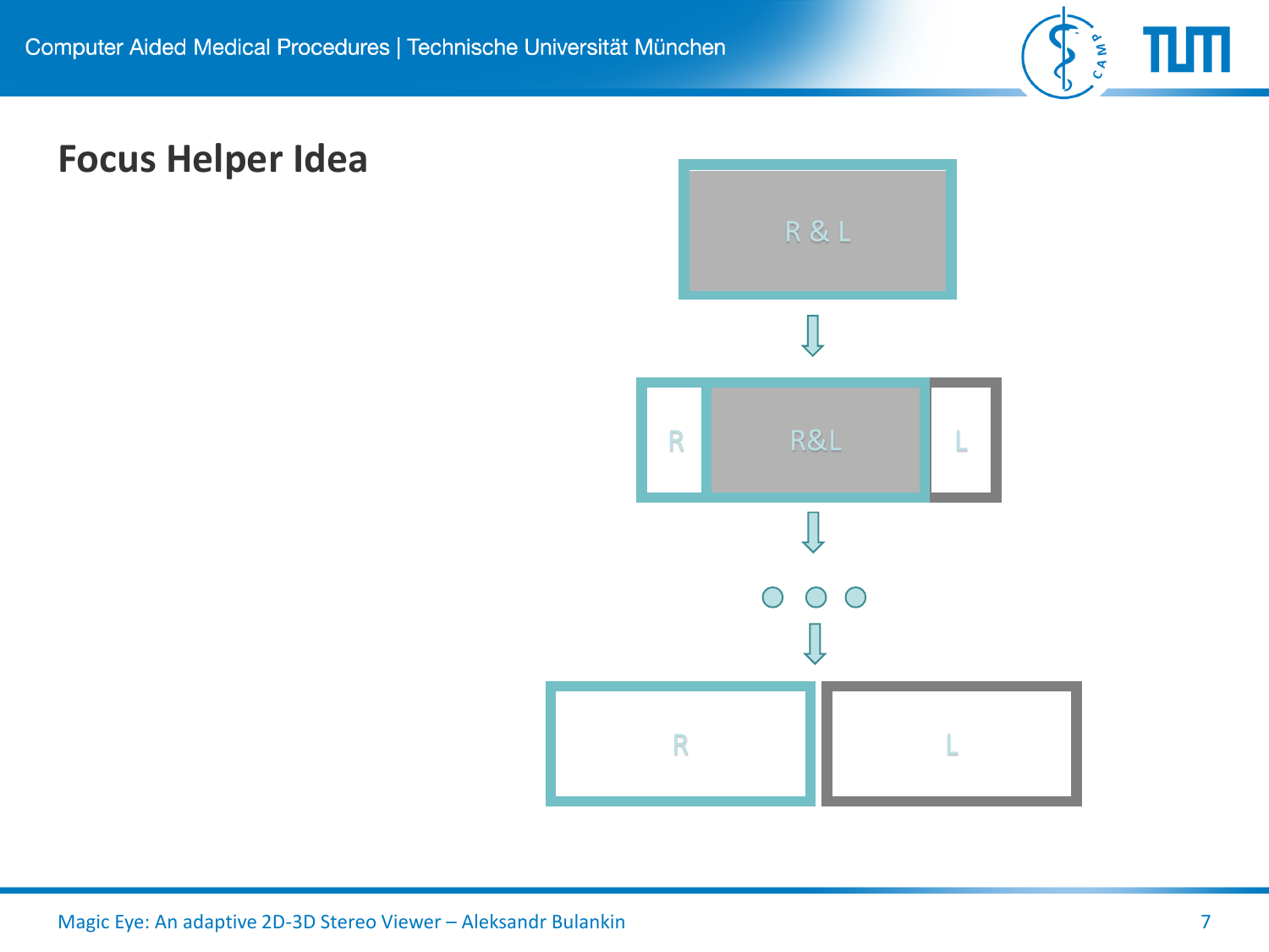## Focus Helper Idea

R & L

R | R&L | L

R | L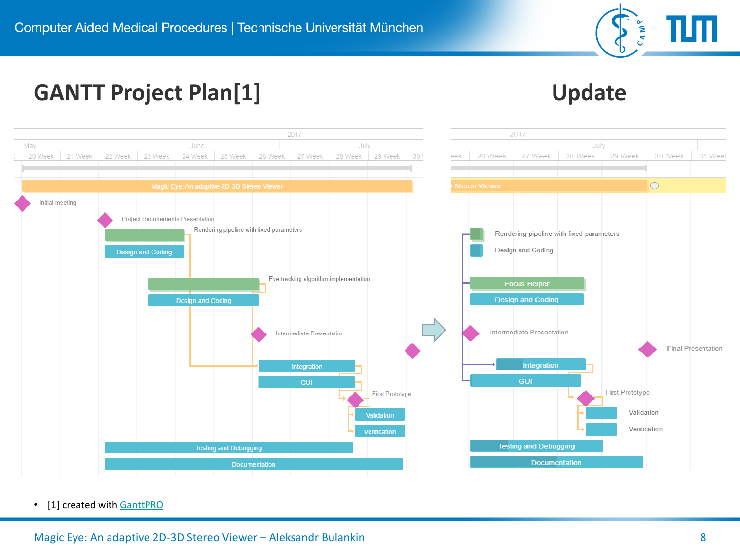# GANTT Project Plan[1]

# Update

2017

May | June | July

20 Week | 21 Week | 22 Week | 23 Week | 24 Week | 25 Week | 26 Week | 27 Week | 28 Week | 29 Week | 30

Magic Eye: An adaptive 2D-3D Stereo Viewer

Initial meeting

Project Requirements Presentation

Rendering pipeline with fixed parameters

Design and Coding

Eye tracking algorithm implementation

Design and Coding

Intermediate Presentation

Integration

GUI

First Prototype

Validation

Verification

Testing and Debugging

Documentation

2017

July

26 Week | 27 Week | 28 Week | 29 Week | 30 Week | 31 Week

Stereo Viewer

Rendering pipeline with fixed parameters

Design and Coding

Focus Helper

Design and Coding

Intermediate Presentation

Final Presentation

Integration

GUI

First Prototype

Validation

Verification

Testing and Debugging

Documentation

- [1] created with GanttPRO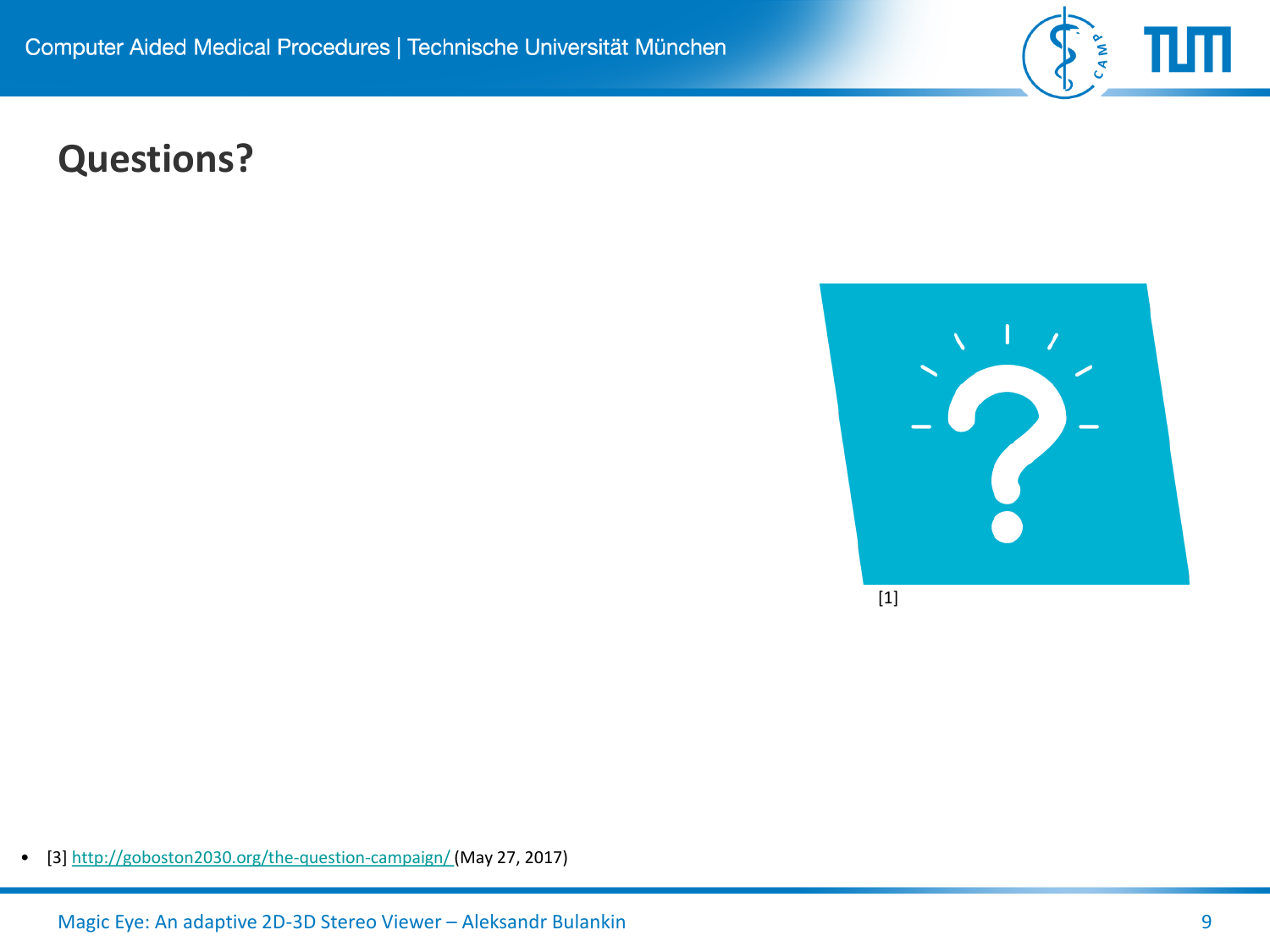# Questions?

[1]

- [3] http://goboston2030.org/the-question-campaign/ (May 27, 2017)